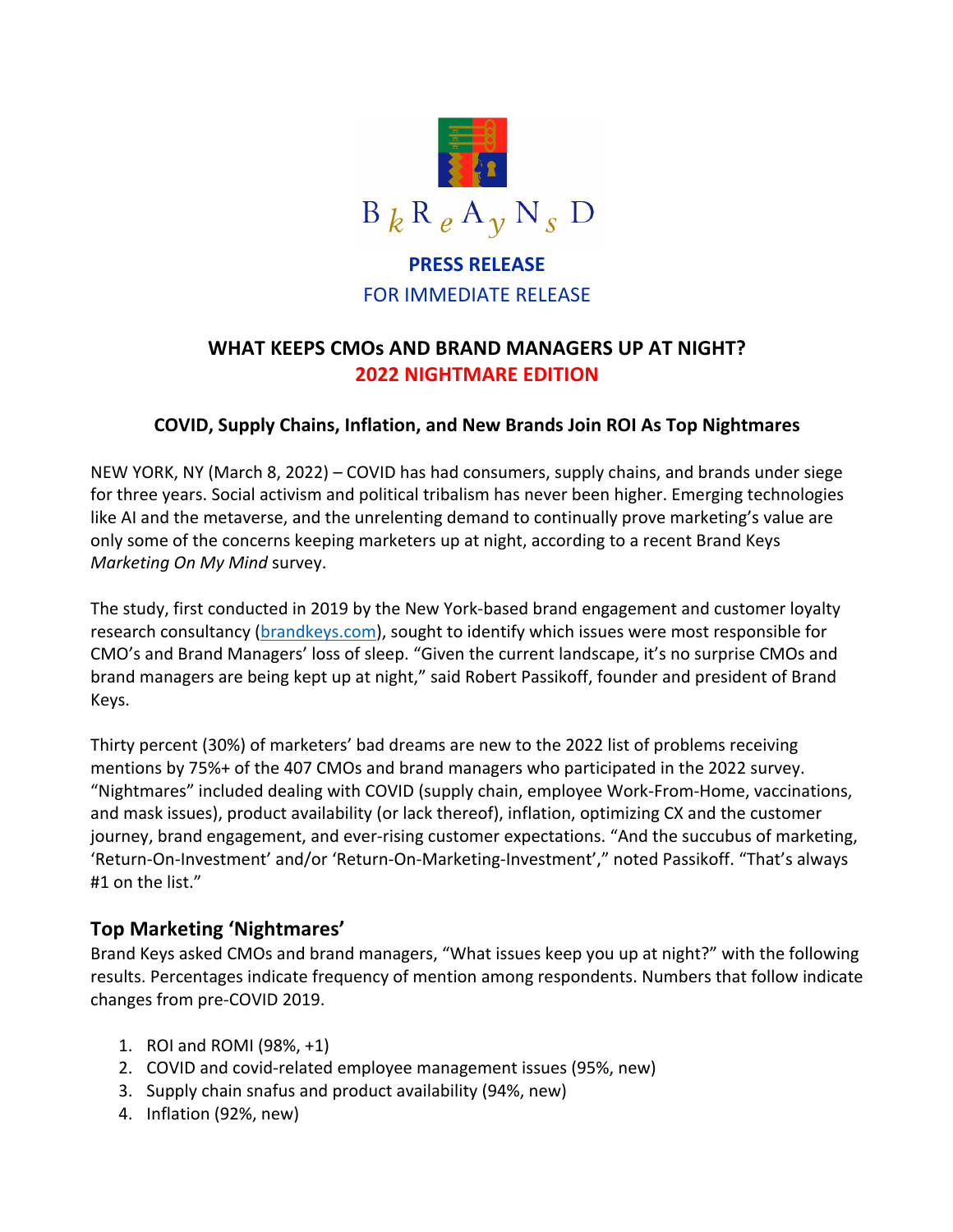BkReAyNsD

**PRESS RELEASE**

FOR IMMEDIATE RELEASE

## WHAT KEEPS CMOs AND BRAND MANAGERS UP AT NIGHT?
## 2022 NIGHTMARE EDITION

### COVID, Supply Chains, Inflation, and New Brands Join ROI As Top Nightmares

NEW YORK, NY (March 8, 2022) – COVID has had consumers, supply chains, and brands under siege for three years. Social activism and political tribalism has never been higher. Emerging technologies like AI and the metaverse, and the unrelenting demand to continually prove marketing's value are only some of the concerns keeping marketers up at night, according to a recent Brand Keys *Marketing On My Mind* survey.

The study, first conducted in 2019 by the New York-based brand engagement and customer loyalty research consultancy (brandkeys.com), sought to identify which issues were most responsible for CMO's and Brand Managers' loss of sleep. "Given the current landscape, it's no surprise CMOs and brand managers are being kept up at night," said Robert Passikoff, founder and president of Brand Keys.

Thirty percent (30%) of marketers' bad dreams are new to the 2022 list of problems receiving mentions by 75%+ of the 407 CMOs and brand managers who participated in the 2022 survey. "Nightmares" included dealing with COVID (supply chain, employee Work-From-Home, vaccinations, and mask issues), product availability (or lack thereof), inflation, optimizing CX and the customer journey, brand engagement, and ever-rising customer expectations. "And the succubus of marketing, 'Return-On-Investment' and/or 'Return-On-Marketing-Investment'," noted Passikoff. "That's always #1 on the list."

## Top Marketing 'Nightmares'

Brand Keys asked CMOs and brand managers, "What issues keep you up at night?" with the following results. Percentages indicate frequency of mention among respondents. Numbers that follow indicate changes from pre-COVID 2019.

1. ROI and ROMI (98%, +1)
2. COVID and covid-related employee management issues (95%, new)
3. Supply chain snafus and product availability (94%, new)
4. Inflation (92%, new)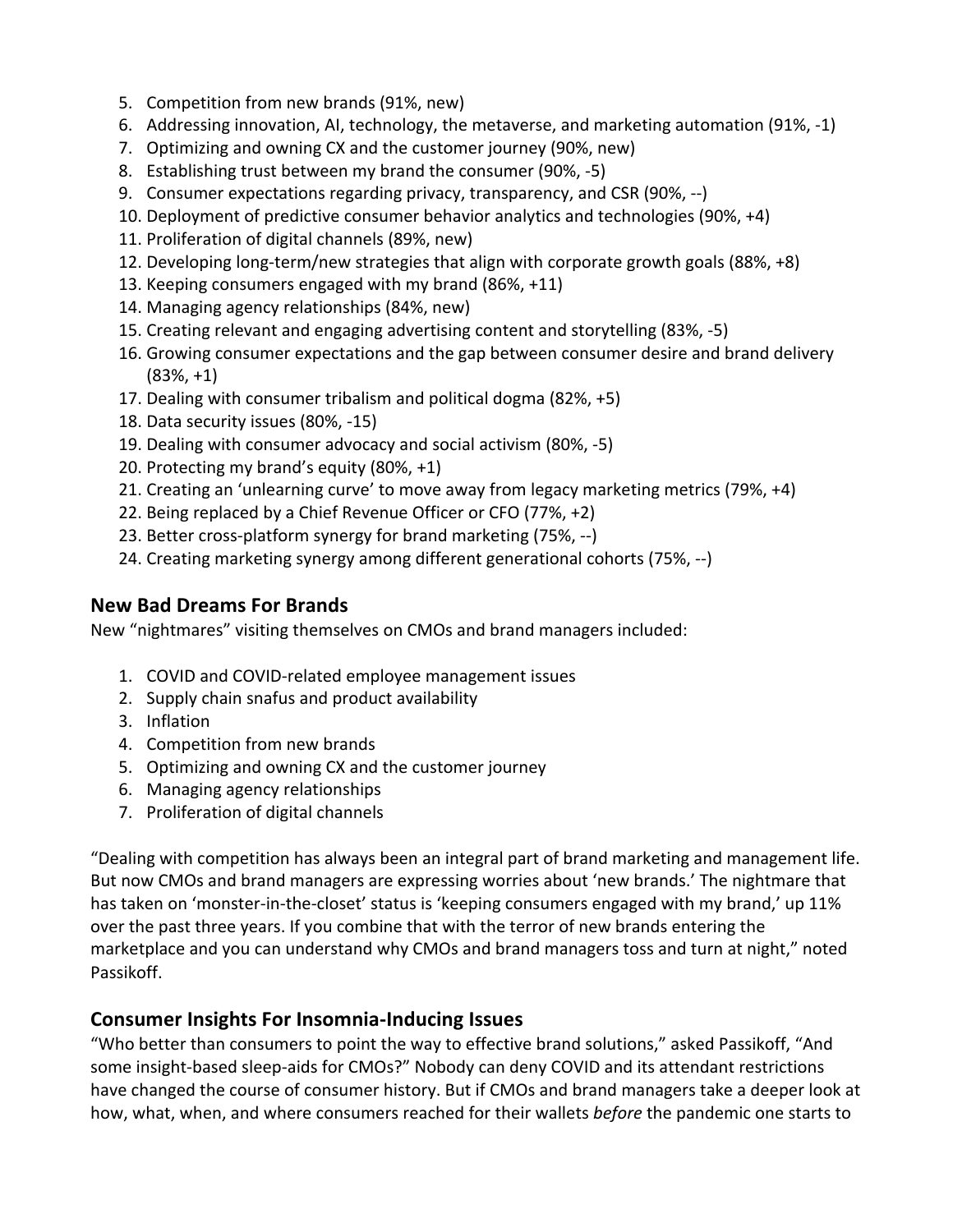5. Competition from new brands (91%, new)
6. Addressing innovation, AI, technology, the metaverse, and marketing automation (91%, -1)
7. Optimizing and owning CX and the customer journey (90%, new)
8. Establishing trust between my brand the consumer (90%, -5)
9. Consumer expectations regarding privacy, transparency, and CSR (90%, --)
10. Deployment of predictive consumer behavior analytics and technologies (90%, +4)
11. Proliferation of digital channels (89%, new)
12. Developing long-term/new strategies that align with corporate growth goals (88%, +8)
13. Keeping consumers engaged with my brand (86%, +11)
14. Managing agency relationships (84%, new)
15. Creating relevant and engaging advertising content and storytelling (83%, -5)
16. Growing consumer expectations and the gap between consumer desire and brand delivery (83%, +1)
17. Dealing with consumer tribalism and political dogma (82%, +5)
18. Data security issues (80%, -15)
19. Dealing with consumer advocacy and social activism (80%, -5)
20. Protecting my brand's equity (80%, +1)
21. Creating an 'unlearning curve' to move away from legacy marketing metrics (79%, +4)
22. Being replaced by a Chief Revenue Officer or CFO (77%, +2)
23. Better cross-platform synergy for brand marketing (75%, --)
24. Creating marketing synergy among different generational cohorts (75%, --)

## New Bad Dreams For Brands

New "nightmares" visiting themselves on CMOs and brand managers included:

1. COVID and COVID-related employee management issues
2. Supply chain snafus and product availability
3. Inflation
4. Competition from new brands
5. Optimizing and owning CX and the customer journey
6. Managing agency relationships
7. Proliferation of digital channels

"Dealing with competition has always been an integral part of brand marketing and management life. But now CMOs and brand managers are expressing worries about 'new brands.' The nightmare that has taken on 'monster-in-the-closet' status is 'keeping consumers engaged with my brand,' up 11% over the past three years. If you combine that with the terror of new brands entering the marketplace and you can understand why CMOs and brand managers toss and turn at night," noted Passikoff.

## Consumer Insights For Insomnia-Inducing Issues

"Who better than consumers to point the way to effective brand solutions," asked Passikoff, "And some insight-based sleep-aids for CMOs?" Nobody can deny COVID and its attendant restrictions have changed the course of consumer history. But if CMOs and brand managers take a deeper look at how, what, when, and where consumers reached for their wallets *before* the pandemic one starts to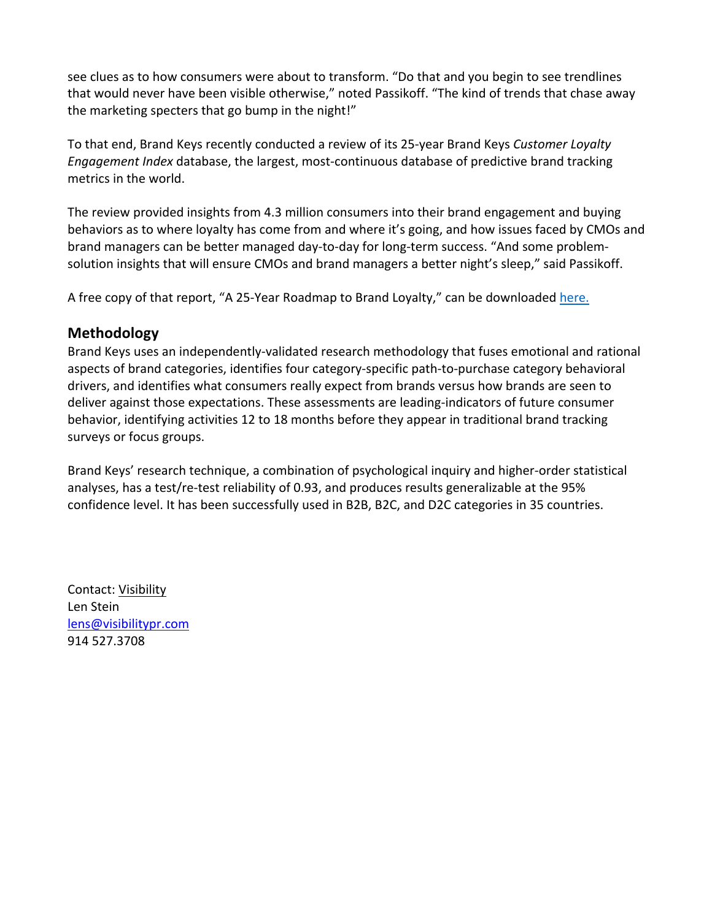see clues as to how consumers were about to transform. "Do that and you begin to see trendlines that would never have been visible otherwise," noted Passikoff. "The kind of trends that chase away the marketing specters that go bump in the night!"

To that end, Brand Keys recently conducted a review of its 25-year Brand Keys *Customer Loyalty Engagement Index* database, the largest, most-continuous database of predictive brand tracking metrics in the world.

The review provided insights from 4.3 million consumers into their brand engagement and buying behaviors as to where loyalty has come from and where it's going, and how issues faced by CMOs and brand managers can be better managed day-to-day for long-term success. "And some problem-solution insights that will ensure CMOs and brand managers a better night's sleep," said Passikoff.

A free copy of that report, "A 25-Year Roadmap to Brand Loyalty," can be downloaded [here.]()

## Methodology

Brand Keys uses an independently-validated research methodology that fuses emotional and rational aspects of brand categories, identifies four category-specific path-to-purchase category behavioral drivers, and identifies what consumers really expect from brands versus how brands are seen to deliver against those expectations. These assessments are leading-indicators of future consumer behavior, identifying activities 12 to 18 months before they appear in traditional brand tracking surveys or focus groups.

Brand Keys' research technique, a combination of psychological inquiry and higher-order statistical analyses, has a test/re-test reliability of 0.93, and produces results generalizable at the 95% confidence level. It has been successfully used in B2B, B2C, and D2C categories in 35 countries.

Contact: Visibility
Len Stein
lens@visibilitypr.com
914 527.3708